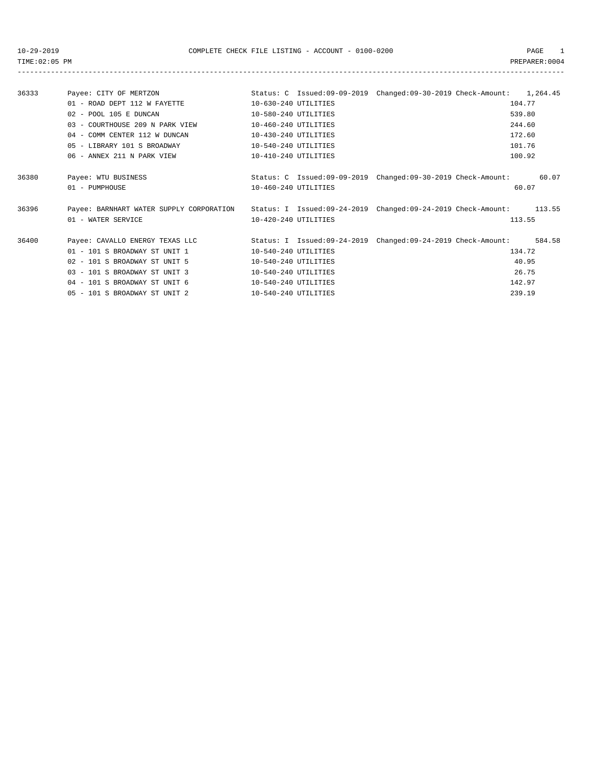10-29-2019 COMPLETE CHECK FILE LISTING - ACCOUNT - 0100-0200

TIME:02:05 PM PREPARER:0004

| Check | Payee / Line | Account | Status / Dates | Amount |
|---|---|---|---|---|
| 36333 | Payee: CITY OF MERTZON | | Status: C Issued:09-09-2019 Changed:09-30-2019 Check-Amount: | 1,264.45 |
| | 01 - ROAD DEPT 112 W FAYETTE | 10-630-240 UTILITIES | | 104.77 |
| | 02 - POOL 105 E DUNCAN | 10-580-240 UTILITIES | | 539.80 |
| | 03 - COURTHOUSE 209 N PARK VIEW | 10-460-240 UTILITIES | | 244.60 |
| | 04 - COMM CENTER 112 W DUNCAN | 10-430-240 UTILITIES | | 172.60 |
| | 05 - LIBRARY 101 S BROADWAY | 10-540-240 UTILITIES | | 101.76 |
| | 06 - ANNEX 211 N PARK VIEW | 10-410-240 UTILITIES | | 100.92 |
| 36380 | Payee: WTU BUSINESS | | Status: C Issued:09-09-2019 Changed:09-30-2019 Check-Amount: | 60.07 |
| | 01 - PUMPHOUSE | 10-460-240 UTILITIES | | 60.07 |
| 36396 | Payee: BARNHART WATER SUPPLY CORPORATION | | Status: I Issued:09-24-2019 Changed:09-24-2019 Check-Amount: | 113.55 |
| | 01 - WATER SERVICE | 10-420-240 UTILITIES | | 113.55 |
| 36400 | Payee: CAVALLO ENERGY TEXAS LLC | | Status: I Issued:09-24-2019 Changed:09-24-2019 Check-Amount: | 584.58 |
| | 01 - 101 S BROADWAY ST UNIT 1 | 10-540-240 UTILITIES | | 134.72 |
| | 02 - 101 S BROADWAY ST UNIT 5 | 10-540-240 UTILITIES | | 40.95 |
| | 03 - 101 S BROADWAY ST UNIT 3 | 10-540-240 UTILITIES | | 26.75 |
| | 04 - 101 S BROADWAY ST UNIT 6 | 10-540-240 UTILITIES | | 142.97 |
| | 05 - 101 S BROADWAY ST UNIT 2 | 10-540-240 UTILITIES | | 239.19 |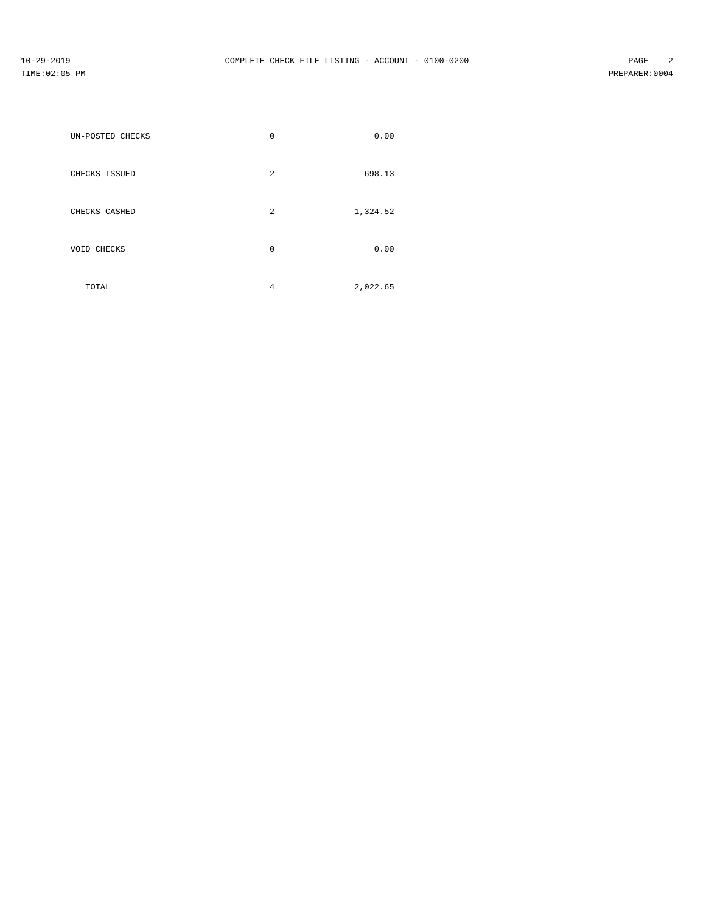| | | |
|---|---|---|
| UN-POSTED CHECKS | 0 | 0.00 |
| CHECKS ISSUED | 2 | 698.13 |
| CHECKS CASHED | 2 | 1,324.52 |
| VOID CHECKS | 0 | 0.00 |
| TOTAL | 4 | 2,022.65 |